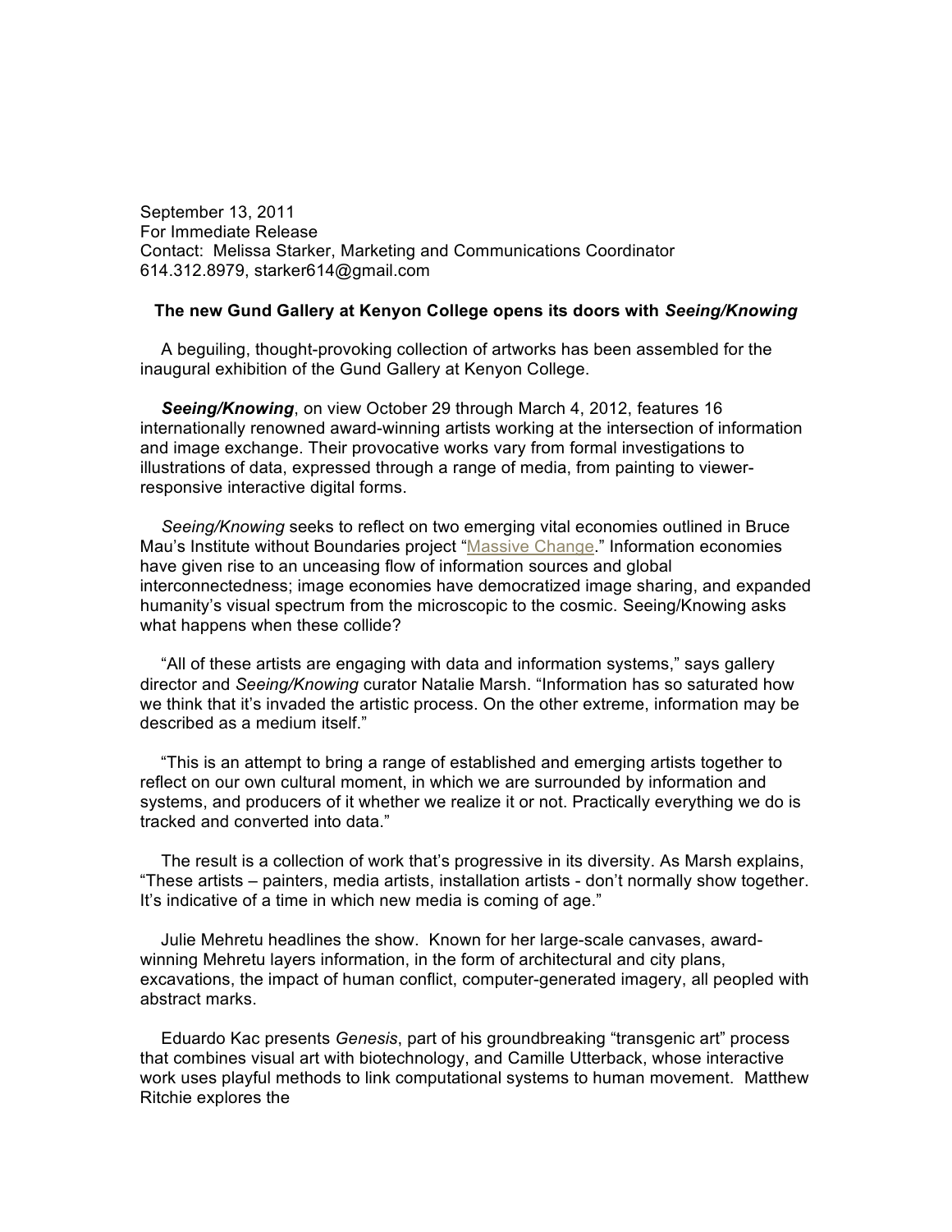September 13, 2011
For Immediate Release
Contact: Melissa Starker, Marketing and Communications Coordinator
614.312.8979, starker614@gmail.com

**The new Gund Gallery at Kenyon College opens its doors with *Seeing/Knowing***

A beguiling, thought-provoking collection of artworks has been assembled for the inaugural exhibition of the Gund Gallery at Kenyon College.

***Seeing/Knowing***, on view October 29 through March 4, 2012, features 16 internationally renowned award-winning artists working at the intersection of information and image exchange. Their provocative works vary from formal investigations to illustrations of data, expressed through a range of media, from painting to viewer-responsive interactive digital forms.

*Seeing/Knowing* seeks to reflect on two emerging vital economies outlined in Bruce Mau's Institute without Boundaries project "Massive Change." Information economies have given rise to an unceasing flow of information sources and global interconnectedness; image economies have democratized image sharing, and expanded humanity's visual spectrum from the microscopic to the cosmic. Seeing/Knowing asks what happens when these collide?

"All of these artists are engaging with data and information systems," says gallery director and *Seeing/Knowing* curator Natalie Marsh. "Information has so saturated how we think that it's invaded the artistic process. On the other extreme, information may be described as a medium itself."

"This is an attempt to bring a range of established and emerging artists together to reflect on our own cultural moment, in which we are surrounded by information and systems, and producers of it whether we realize it or not. Practically everything we do is tracked and converted into data."

The result is a collection of work that's progressive in its diversity. As Marsh explains, "These artists – painters, media artists, installation artists - don't normally show together. It's indicative of a time in which new media is coming of age."

Julie Mehretu headlines the show. Known for her large-scale canvases, award-winning Mehretu layers information, in the form of architectural and city plans, excavations, the impact of human conflict, computer-generated imagery, all peopled with abstract marks.

Eduardo Kac presents *Genesis*, part of his groundbreaking "transgenic art" process that combines visual art with biotechnology, and Camille Utterback, whose interactive work uses playful methods to link computational systems to human movement. Matthew Ritchie explores the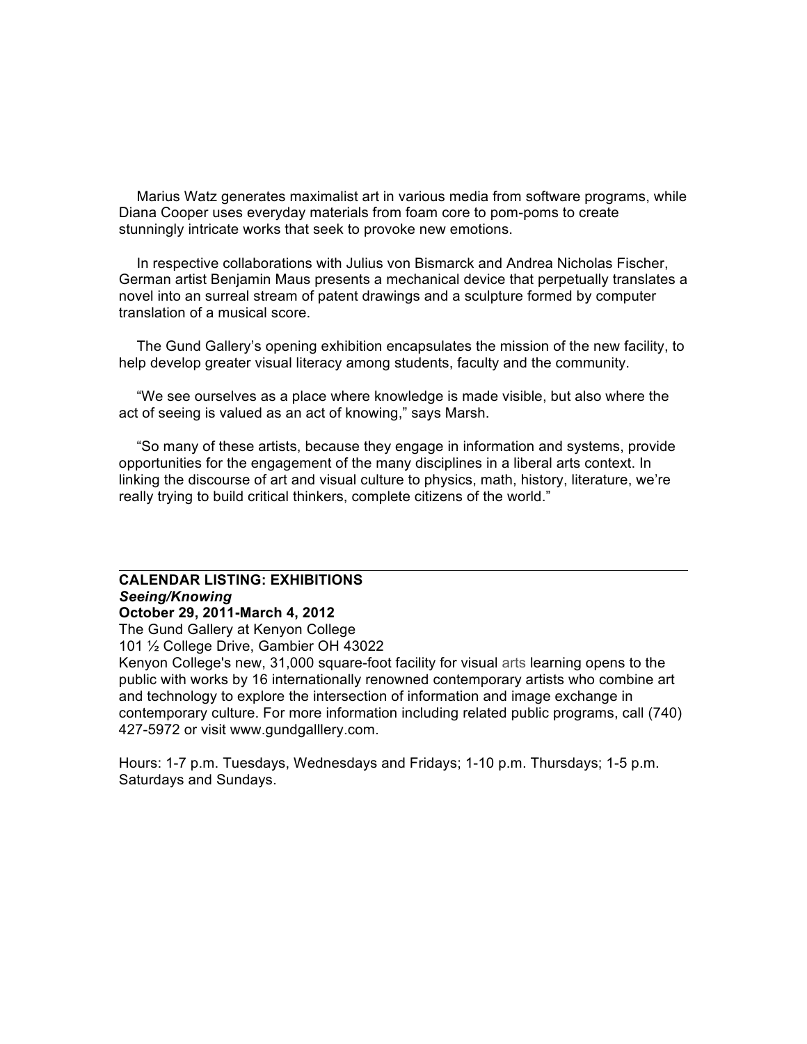Marius Watz generates maximalist art in various media from software programs, while Diana Cooper uses everyday materials from foam core to pom-poms to create stunningly intricate works that seek to provoke new emotions.

In respective collaborations with Julius von Bismarck and Andrea Nicholas Fischer, German artist Benjamin Maus presents a mechanical device that perpetually translates a novel into an surreal stream of patent drawings and a sculpture formed by computer translation of a musical score.

The Gund Gallery's opening exhibition encapsulates the mission of the new facility, to help develop greater visual literacy among students, faculty and the community.

"We see ourselves as a place where knowledge is made visible, but also where the act of seeing is valued as an act of knowing," says Marsh.

"So many of these artists, because they engage in information and systems, provide opportunities for the engagement of the many disciplines in a liberal arts context. In linking the discourse of art and visual culture to physics, math, history, literature, we're really trying to build critical thinkers, complete citizens of the world."

---

**CALENDAR LISTING: EXHIBITIONS**
***Seeing/Knowing***
**October 29, 2011-March 4, 2012**
The Gund Gallery at Kenyon College
101 ½ College Drive, Gambier OH 43022
Kenyon College's new, 31,000 square-foot facility for visual arts learning opens to the public with works by 16 internationally renowned contemporary artists who combine art and technology to explore the intersection of information and image exchange in contemporary culture. For more information including related public programs, call (740) 427-5972 or visit www.gundgalllery.com.

Hours: 1-7 p.m. Tuesdays, Wednesdays and Fridays; 1-10 p.m. Thursdays; 1-5 p.m. Saturdays and Sundays.